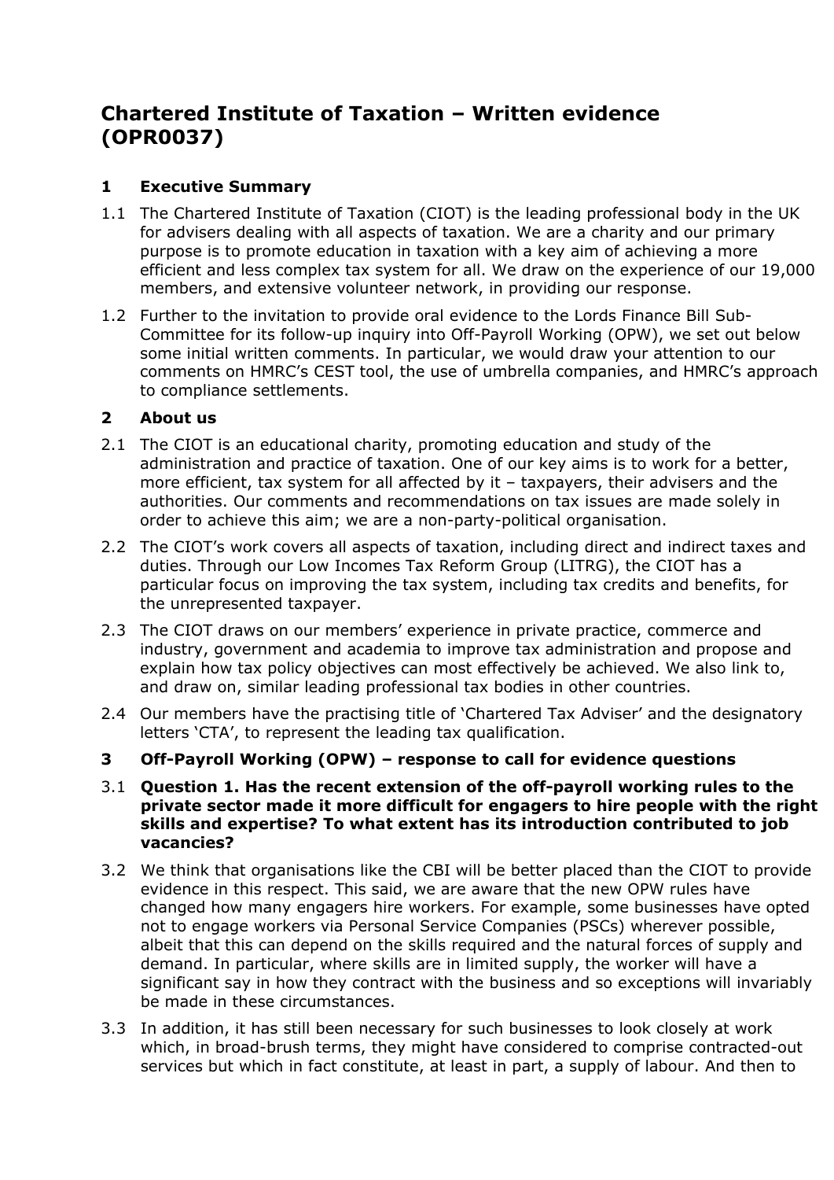# Chartered Institute of Taxation – Written evidence (OPR0037)

## 1 Executive Summary

1.1 The Chartered Institute of Taxation (CIOT) is the leading professional body in the UK for advisers dealing with all aspects of taxation. We are a charity and our primary purpose is to promote education in taxation with a key aim of achieving a more efficient and less complex tax system for all. We draw on the experience of our 19,000 members, and extensive volunteer network, in providing our response.

1.2 Further to the invitation to provide oral evidence to the Lords Finance Bill Sub-Committee for its follow-up inquiry into Off-Payroll Working (OPW), we set out below some initial written comments. In particular, we would draw your attention to our comments on HMRC's CEST tool, the use of umbrella companies, and HMRC's approach to compliance settlements.

## 2 About us

2.1 The CIOT is an educational charity, promoting education and study of the administration and practice of taxation. One of our key aims is to work for a better, more efficient, tax system for all affected by it – taxpayers, their advisers and the authorities. Our comments and recommendations on tax issues are made solely in order to achieve this aim; we are a non-party-political organisation.

2.2 The CIOT's work covers all aspects of taxation, including direct and indirect taxes and duties. Through our Low Incomes Tax Reform Group (LITRG), the CIOT has a particular focus on improving the tax system, including tax credits and benefits, for the unrepresented taxpayer.

2.3 The CIOT draws on our members' experience in private practice, commerce and industry, government and academia to improve tax administration and propose and explain how tax policy objectives can most effectively be achieved. We also link to, and draw on, similar leading professional tax bodies in other countries.

2.4 Our members have the practising title of 'Chartered Tax Adviser' and the designatory letters 'CTA', to represent the leading tax qualification.

## 3 Off-Payroll Working (OPW) – response to call for evidence questions

3.1 **Question 1. Has the recent extension of the off-payroll working rules to the private sector made it more difficult for engagers to hire people with the right skills and expertise? To what extent has its introduction contributed to job vacancies?**

3.2 We think that organisations like the CBI will be better placed than the CIOT to provide evidence in this respect. This said, we are aware that the new OPW rules have changed how many engagers hire workers. For example, some businesses have opted not to engage workers via Personal Service Companies (PSCs) wherever possible, albeit that this can depend on the skills required and the natural forces of supply and demand. In particular, where skills are in limited supply, the worker will have a significant say in how they contract with the business and so exceptions will invariably be made in these circumstances.

3.3 In addition, it has still been necessary for such businesses to look closely at work which, in broad-brush terms, they might have considered to comprise contracted-out services but which in fact constitute, at least in part, a supply of labour. And then to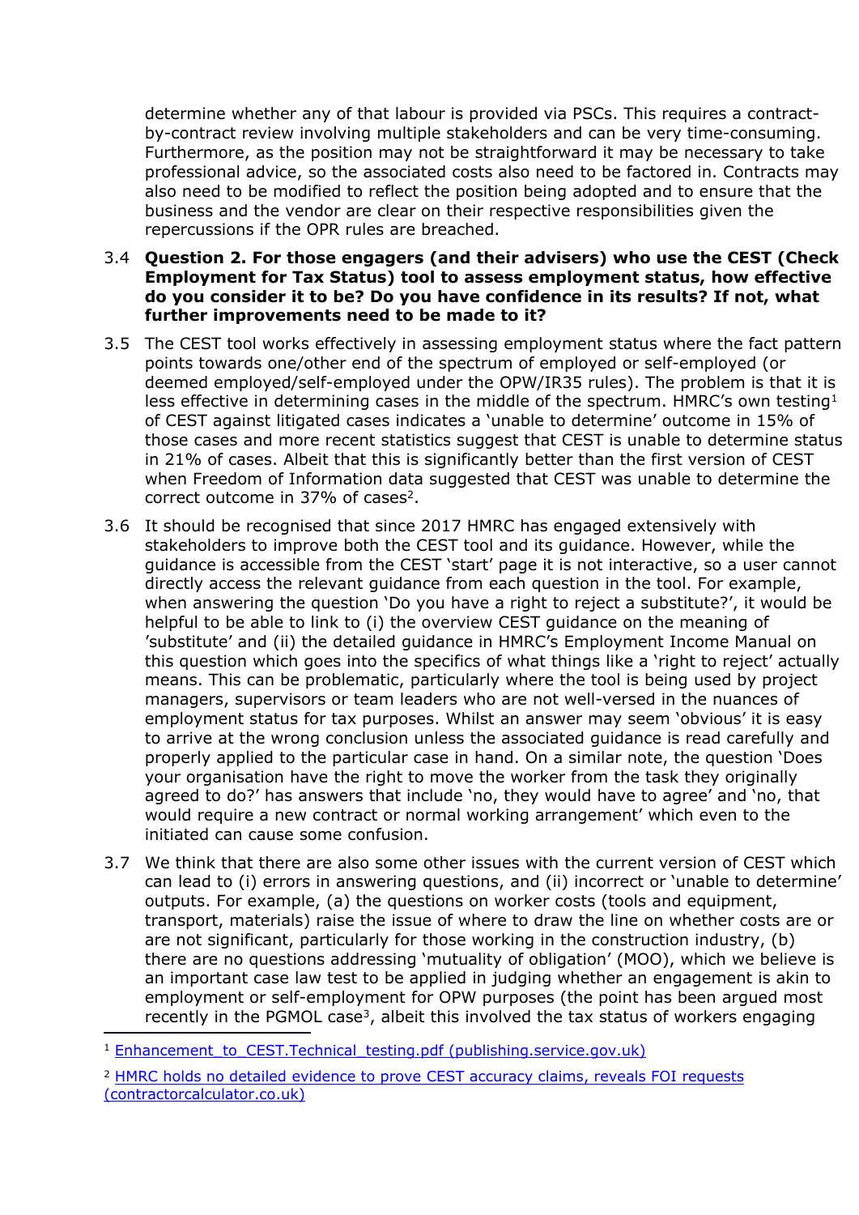determine whether any of that labour is provided via PSCs. This requires a contract-by-contract review involving multiple stakeholders and can be very time-consuming. Furthermore, as the position may not be straightforward it may be necessary to take professional advice, so the associated costs also need to be factored in. Contracts may also need to be modified to reflect the position being adopted and to ensure that the business and the vendor are clear on their respective responsibilities given the repercussions if the OPR rules are breached.

3.4 **Question 2. For those engagers (and their advisers) who use the CEST (Check Employment for Tax Status) tool to assess employment status, how effective do you consider it to be? Do you have confidence in its results? If not, what further improvements need to be made to it?**

3.5 The CEST tool works effectively in assessing employment status where the fact pattern points towards one/other end of the spectrum of employed or self-employed (or deemed employed/self-employed under the OPW/IR35 rules). The problem is that it is less effective in determining cases in the middle of the spectrum. HMRC's own testing[1] of CEST against litigated cases indicates a 'unable to determine' outcome in 15% of those cases and more recent statistics suggest that CEST is unable to determine status in 21% of cases. Albeit that this is significantly better than the first version of CEST when Freedom of Information data suggested that CEST was unable to determine the correct outcome in 37% of cases[2].

3.6 It should be recognised that since 2017 HMRC has engaged extensively with stakeholders to improve both the CEST tool and its guidance. However, while the guidance is accessible from the CEST 'start' page it is not interactive, so a user cannot directly access the relevant guidance from each question in the tool. For example, when answering the question 'Do you have a right to reject a substitute?', it would be helpful to be able to link to (i) the overview CEST guidance on the meaning of 'substitute' and (ii) the detailed guidance in HMRC's Employment Income Manual on this question which goes into the specifics of what things like a 'right to reject' actually means. This can be problematic, particularly where the tool is being used by project managers, supervisors or team leaders who are not well-versed in the nuances of employment status for tax purposes. Whilst an answer may seem 'obvious' it is easy to arrive at the wrong conclusion unless the associated guidance is read carefully and properly applied to the particular case in hand. On a similar note, the question 'Does your organisation have the right to move the worker from the task they originally agreed to do?' has answers that include 'no, they would have to agree' and 'no, that would require a new contract or normal working arrangement' which even to the initiated can cause some confusion.

3.7 We think that there are also some other issues with the current version of CEST which can lead to (i) errors in answering questions, and (ii) incorrect or 'unable to determine' outputs. For example, (a) the questions on worker costs (tools and equipment, transport, materials) raise the issue of where to draw the line on whether costs are or are not significant, particularly for those working in the construction industry, (b) there are no questions addressing 'mutuality of obligation' (MOO), which we believe is an important case law test to be applied in judging whether an engagement is akin to employment or self-employment for OPW purposes (the point has been argued most recently in the PGMOL case[3], albeit this involved the tax status of workers engaging

---

[1] Enhancement_to_CEST.Technical_testing.pdf (publishing.service.gov.uk)

[2] HMRC holds no detailed evidence to prove CEST accuracy claims, reveals FOI requests (contractorcalculator.co.uk)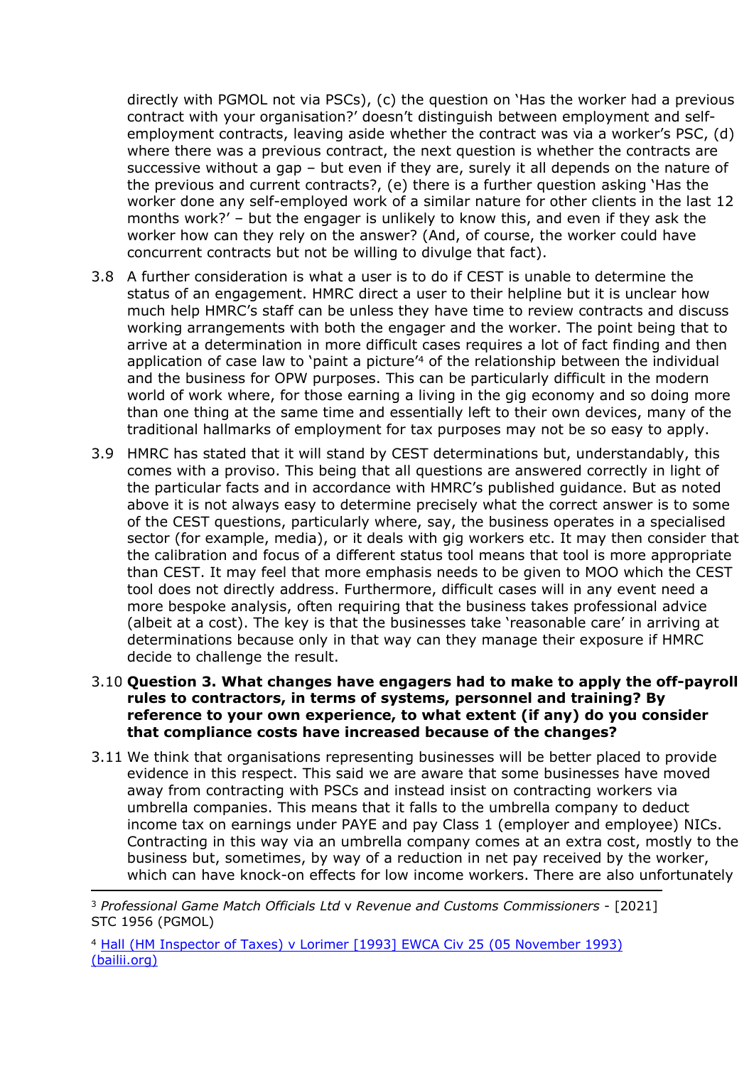directly with PGMOL not via PSCs), (c) the question on 'Has the worker had a previous contract with your organisation?' doesn't distinguish between employment and self-employment contracts, leaving aside whether the contract was via a worker's PSC, (d) where there was a previous contract, the next question is whether the contracts are successive without a gap – but even if they are, surely it all depends on the nature of the previous and current contracts?, (e) there is a further question asking 'Has the worker done any self-employed work of a similar nature for other clients in the last 12 months work?' – but the engager is unlikely to know this, and even if they ask the worker how can they rely on the answer? (And, of course, the worker could have concurrent contracts but not be willing to divulge that fact).

3.8 A further consideration is what a user is to do if CEST is unable to determine the status of an engagement. HMRC direct a user to their helpline but it is unclear how much help HMRC's staff can be unless they have time to review contracts and discuss working arrangements with both the engager and the worker. The point being that to arrive at a determination in more difficult cases requires a lot of fact finding and then application of case law to 'paint a picture'[4] of the relationship between the individual and the business for OPW purposes. This can be particularly difficult in the modern world of work where, for those earning a living in the gig economy and so doing more than one thing at the same time and essentially left to their own devices, many of the traditional hallmarks of employment for tax purposes may not be so easy to apply.

3.9 HMRC has stated that it will stand by CEST determinations but, understandably, this comes with a proviso. This being that all questions are answered correctly in light of the particular facts and in accordance with HMRC's published guidance. But as noted above it is not always easy to determine precisely what the correct answer is to some of the CEST questions, particularly where, say, the business operates in a specialised sector (for example, media), or it deals with gig workers etc. It may then consider that the calibration and focus of a different status tool means that tool is more appropriate than CEST. It may feel that more emphasis needs to be given to MOO which the CEST tool does not directly address. Furthermore, difficult cases will in any event need a more bespoke analysis, often requiring that the business takes professional advice (albeit at a cost). The key is that the businesses take 'reasonable care' in arriving at determinations because only in that way can they manage their exposure if HMRC decide to challenge the result.

3.10 **Question 3. What changes have engagers had to make to apply the off-payroll rules to contractors, in terms of systems, personnel and training? By reference to your own experience, to what extent (if any) do you consider that compliance costs have increased because of the changes?**

3.11 We think that organisations representing businesses will be better placed to provide evidence in this respect. This said we are aware that some businesses have moved away from contracting with PSCs and instead insist on contracting workers via umbrella companies. This means that it falls to the umbrella company to deduct income tax on earnings under PAYE and pay Class 1 (employer and employee) NICs. Contracting in this way via an umbrella company comes at an extra cost, mostly to the business but, sometimes, by way of a reduction in net pay received by the worker, which can have knock-on effects for low income workers. There are also unfortunately

---

[3] *Professional Game Match Officials Ltd* v *Revenue and Customs Commissioners* - [2021] STC 1956 (PGMOL)

[4] [Hall (HM Inspector of Taxes) v Lorimer [1993] EWCA Civ 25 (05 November 1993) (bailii.org)](bailii.org)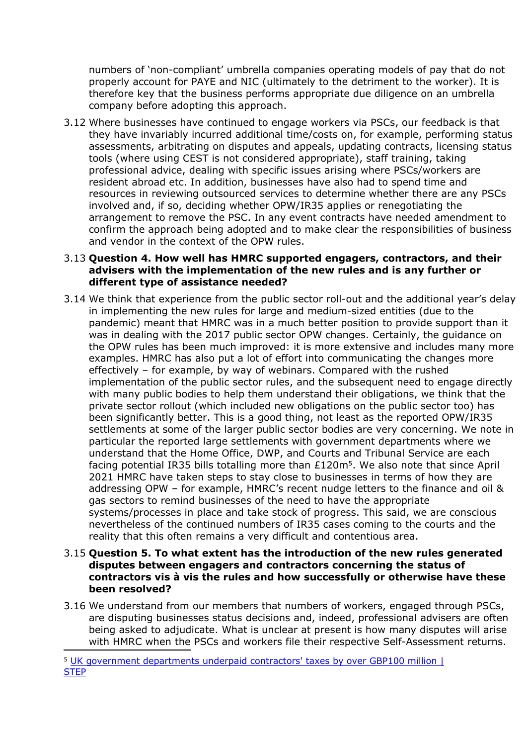numbers of 'non-compliant' umbrella companies operating models of pay that do not properly account for PAYE and NIC (ultimately to the detriment to the worker). It is therefore key that the business performs appropriate due diligence on an umbrella company before adopting this approach.

3.12 Where businesses have continued to engage workers via PSCs, our feedback is that they have invariably incurred additional time/costs on, for example, performing status assessments, arbitrating on disputes and appeals, updating contracts, licensing status tools (where using CEST is not considered appropriate), staff training, taking professional advice, dealing with specific issues arising where PSCs/workers are resident abroad etc. In addition, businesses have also had to spend time and resources in reviewing outsourced services to determine whether there are any PSCs involved and, if so, deciding whether OPW/IR35 applies or renegotiating the arrangement to remove the PSC. In any event contracts have needed amendment to confirm the approach being adopted and to make clear the responsibilities of business and vendor in the context of the OPW rules.

3.13 **Question 4. How well has HMRC supported engagers, contractors, and their advisers with the implementation of the new rules and is any further or different type of assistance needed?**

3.14 We think that experience from the public sector roll-out and the additional year's delay in implementing the new rules for large and medium-sized entities (due to the pandemic) meant that HMRC was in a much better position to provide support than it was in dealing with the 2017 public sector OPW changes. Certainly, the guidance on the OPW rules has been much improved: it is more extensive and includes many more examples. HMRC has also put a lot of effort into communicating the changes more effectively – for example, by way of webinars. Compared with the rushed implementation of the public sector rules, and the subsequent need to engage directly with many public bodies to help them understand their obligations, we think that the private sector rollout (which included new obligations on the public sector too) has been significantly better. This is a good thing, not least as the reported OPW/IR35 settlements at some of the larger public sector bodies are very concerning. We note in particular the reported large settlements with government departments where we understand that the Home Office, DWP, and Courts and Tribunal Service are each facing potential IR35 bills totalling more than £120m[5]. We also note that since April 2021 HMRC have taken steps to stay close to businesses in terms of how they are addressing OPW – for example, HMRC's recent nudge letters to the finance and oil & gas sectors to remind businesses of the need to have the appropriate systems/processes in place and take stock of progress. This said, we are conscious nevertheless of the continued numbers of IR35 cases coming to the courts and the reality that this often remains a very difficult and contentious area.

3.15 **Question 5. To what extent has the introduction of the new rules generated disputes between engagers and contractors concerning the status of contractors vis à vis the rules and how successfully or otherwise have these been resolved?**

3.16 We understand from our members that numbers of workers, engaged through PSCs, are disputing businesses status decisions and, indeed, professional advisers are often being asked to adjudicate. What is unclear at present is how many disputes will arise with HMRC when the PSCs and workers file their respective Self-Assessment returns.

---

[5] UK government departments underpaid contractors' taxes by over GBP100 million | STEP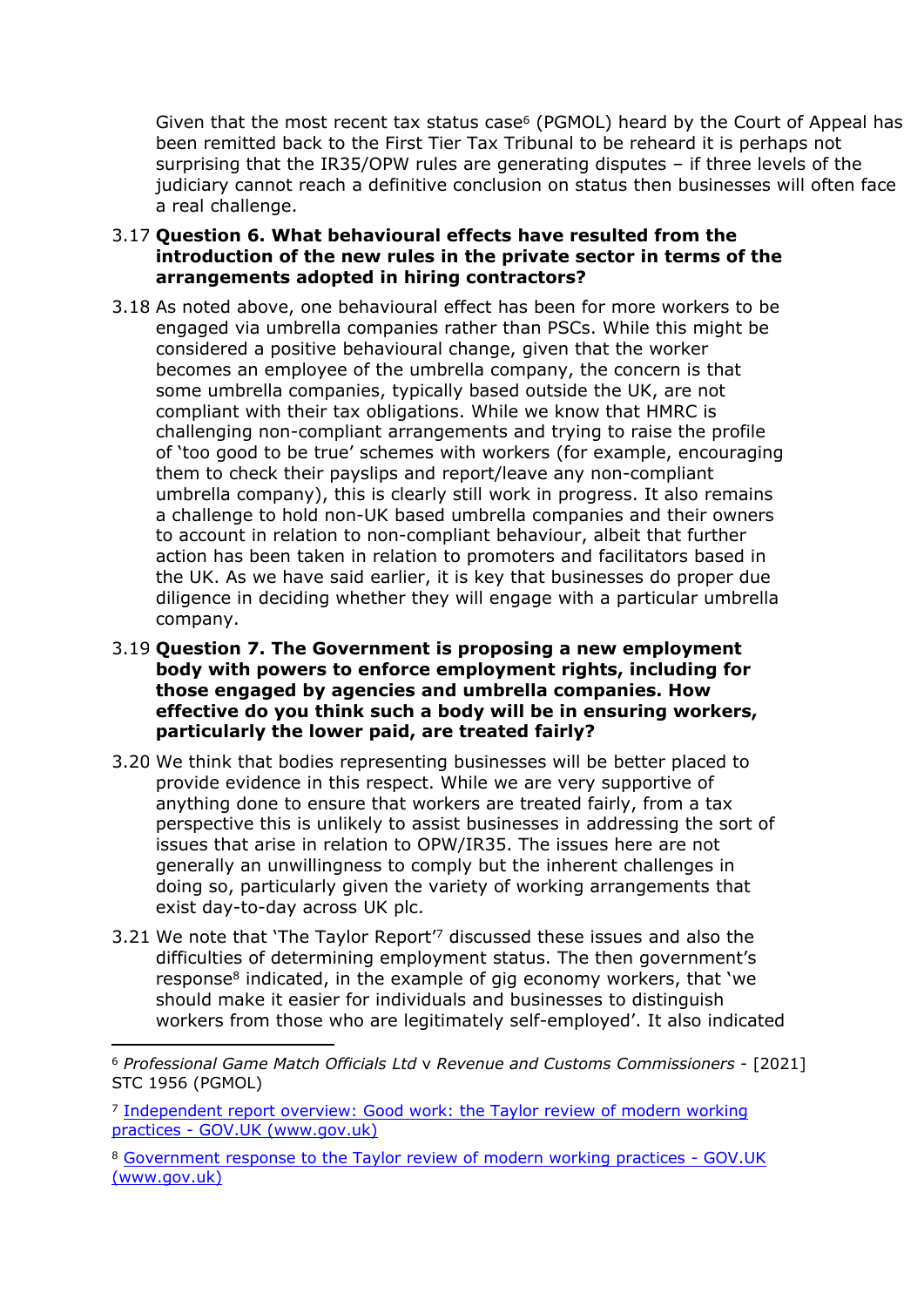Given that the most recent tax status case[6] (PGMOL) heard by the Court of Appeal has been remitted back to the First Tier Tax Tribunal to be reheard it is perhaps not surprising that the IR35/OPW rules are generating disputes – if three levels of the judiciary cannot reach a definitive conclusion on status then businesses will often face a real challenge.

3.17 **Question 6. What behavioural effects have resulted from the introduction of the new rules in the private sector in terms of the arrangements adopted in hiring contractors?**

3.18 As noted above, one behavioural effect has been for more workers to be engaged via umbrella companies rather than PSCs. While this might be considered a positive behavioural change, given that the worker becomes an employee of the umbrella company, the concern is that some umbrella companies, typically based outside the UK, are not compliant with their tax obligations. While we know that HMRC is challenging non-compliant arrangements and trying to raise the profile of 'too good to be true' schemes with workers (for example, encouraging them to check their payslips and report/leave any non-compliant umbrella company), this is clearly still work in progress. It also remains a challenge to hold non-UK based umbrella companies and their owners to account in relation to non-compliant behaviour, albeit that further action has been taken in relation to promoters and facilitators based in the UK. As we have said earlier, it is key that businesses do proper due diligence in deciding whether they will engage with a particular umbrella company.

3.19 **Question 7. The Government is proposing a new employment body with powers to enforce employment rights, including for those engaged by agencies and umbrella companies. How effective do you think such a body will be in ensuring workers, particularly the lower paid, are treated fairly?**

3.20 We think that bodies representing businesses will be better placed to provide evidence in this respect. While we are very supportive of anything done to ensure that workers are treated fairly, from a tax perspective this is unlikely to assist businesses in addressing the sort of issues that arise in relation to OPW/IR35. The issues here are not generally an unwillingness to comply but the inherent challenges in doing so, particularly given the variety of working arrangements that exist day-to-day across UK plc.

3.21 We note that 'The Taylor Report'[7] discussed these issues and also the difficulties of determining employment status. The then government's response[8] indicated, in the example of gig economy workers, that 'we should make it easier for individuals and businesses to distinguish workers from those who are legitimately self-employed'. It also indicated

---

[6] *Professional Game Match Officials Ltd* v *Revenue and Customs Commissioners* - [2021] STC 1956 (PGMOL)

[7] Independent report overview: Good work: the Taylor review of modern working practices - GOV.UK (www.gov.uk)

[8] Government response to the Taylor review of modern working practices - GOV.UK (www.gov.uk)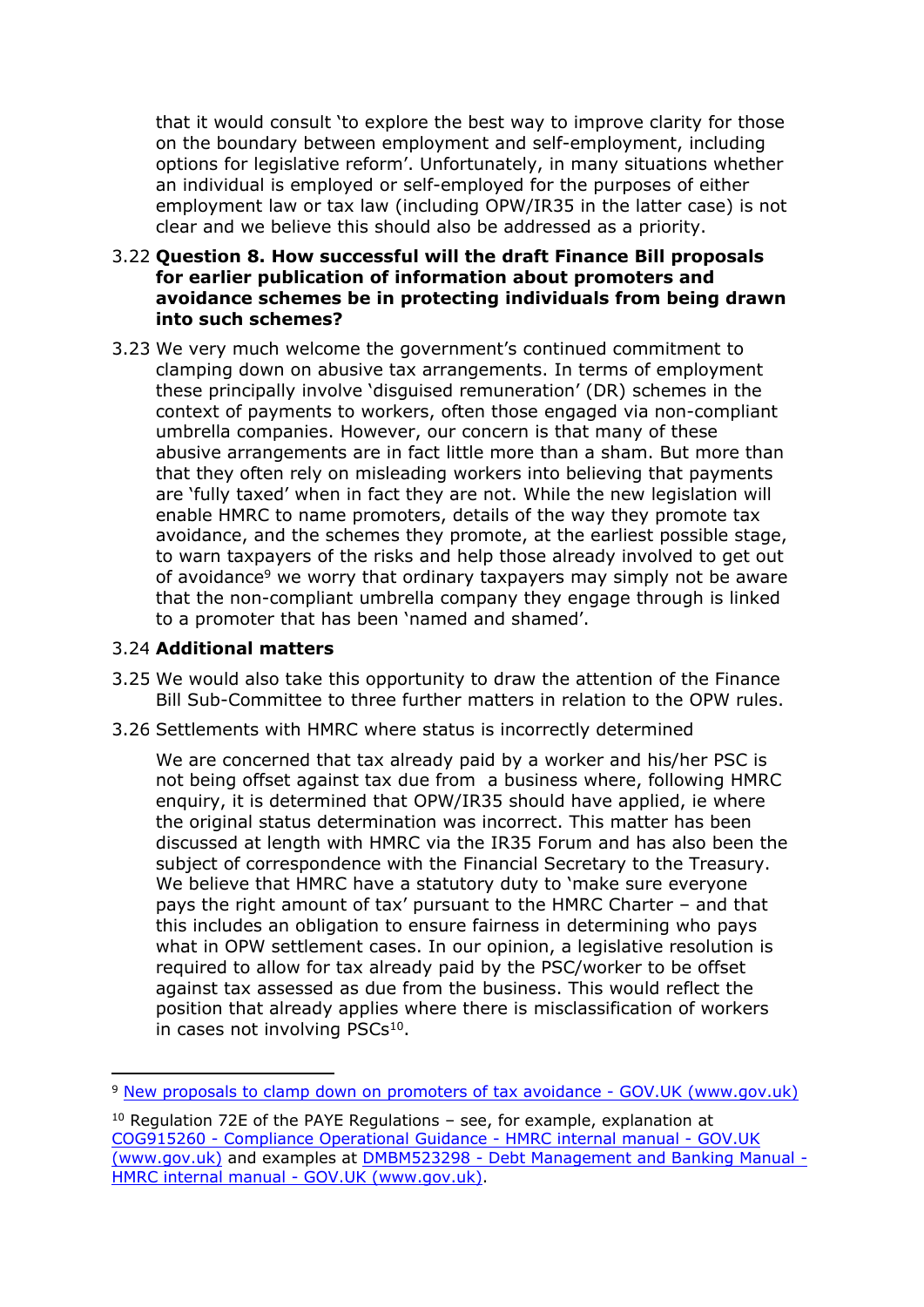that it would consult 'to explore the best way to improve clarity for those on the boundary between employment and self-employment, including options for legislative reform'. Unfortunately, in many situations whether an individual is employed or self-employed for the purposes of either employment law or tax law (including OPW/IR35 in the latter case) is not clear and we believe this should also be addressed as a priority.

3.22 **Question 8. How successful will the draft Finance Bill proposals for earlier publication of information about promoters and avoidance schemes be in protecting individuals from being drawn into such schemes?**

3.23 We very much welcome the government's continued commitment to clamping down on abusive tax arrangements. In terms of employment these principally involve 'disguised remuneration' (DR) schemes in the context of payments to workers, often those engaged via non-compliant umbrella companies. However, our concern is that many of these abusive arrangements are in fact little more than a sham. But more than that they often rely on misleading workers into believing that payments are 'fully taxed' when in fact they are not. While the new legislation will enable HMRC to name promoters, details of the way they promote tax avoidance, and the schemes they promote, at the earliest possible stage, to warn taxpayers of the risks and help those already involved to get out of avoidance[9] we worry that ordinary taxpayers may simply not be aware that the non-compliant umbrella company they engage through is linked to a promoter that has been 'named and shamed'.

3.24 **Additional matters**

3.25 We would also take this opportunity to draw the attention of the Finance Bill Sub-Committee to three further matters in relation to the OPW rules.

3.26 Settlements with HMRC where status is incorrectly determined

We are concerned that tax already paid by a worker and his/her PSC is not being offset against tax due from a business where, following HMRC enquiry, it is determined that OPW/IR35 should have applied, ie where the original status determination was incorrect. This matter has been discussed at length with HMRC via the IR35 Forum and has also been the subject of correspondence with the Financial Secretary to the Treasury. We believe that HMRC have a statutory duty to 'make sure everyone pays the right amount of tax' pursuant to the HMRC Charter – and that this includes an obligation to ensure fairness in determining who pays what in OPW settlement cases. In our opinion, a legislative resolution is required to allow for tax already paid by the PSC/worker to be offset against tax assessed as due from the business. This would reflect the position that already applies where there is misclassification of workers in cases not involving PSCs[10].

---

[9] New proposals to clamp down on promoters of tax avoidance - GOV.UK (www.gov.uk)

[10] Regulation 72E of the PAYE Regulations – see, for example, explanation at COG915260 - Compliance Operational Guidance - HMRC internal manual - GOV.UK (www.gov.uk) and examples at DMBM523298 - Debt Management and Banking Manual - HMRC internal manual - GOV.UK (www.gov.uk).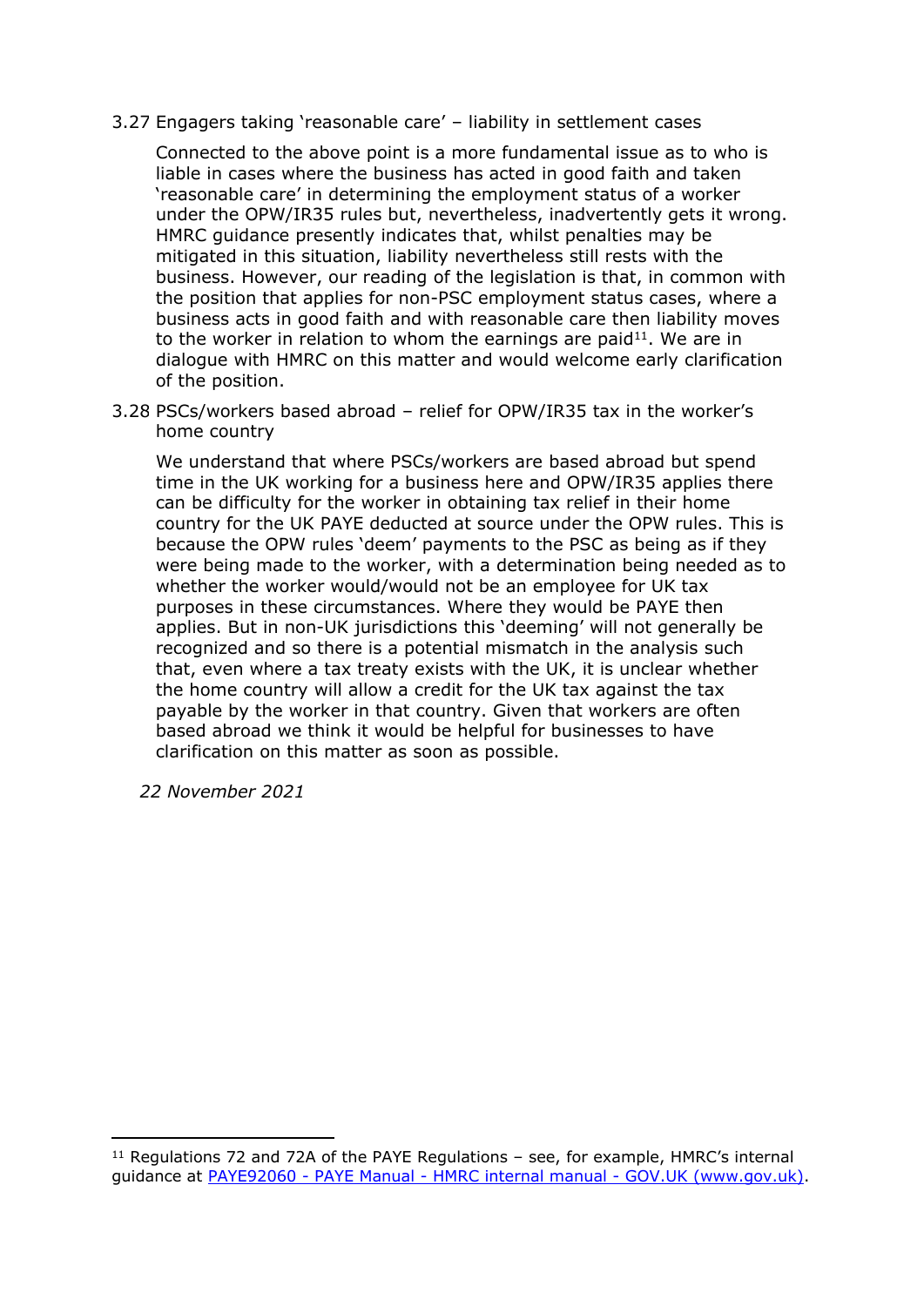3.27 Engagers taking 'reasonable care' – liability in settlement cases

Connected to the above point is a more fundamental issue as to who is liable in cases where the business has acted in good faith and taken 'reasonable care' in determining the employment status of a worker under the OPW/IR35 rules but, nevertheless, inadvertently gets it wrong. HMRC guidance presently indicates that, whilst penalties may be mitigated in this situation, liability nevertheless still rests with the business. However, our reading of the legislation is that, in common with the position that applies for non-PSC employment status cases, where a business acts in good faith and with reasonable care then liability moves to the worker in relation to whom the earnings are paid[11]. We are in dialogue with HMRC on this matter and would welcome early clarification of the position.

3.28 PSCs/workers based abroad – relief for OPW/IR35 tax in the worker's home country

We understand that where PSCs/workers are based abroad but spend time in the UK working for a business here and OPW/IR35 applies there can be difficulty for the worker in obtaining tax relief in their home country for the UK PAYE deducted at source under the OPW rules. This is because the OPW rules 'deem' payments to the PSC as being as if they were being made to the worker, with a determination being needed as to whether the worker would/would not be an employee for UK tax purposes in these circumstances. Where they would be PAYE then applies. But in non-UK jurisdictions this 'deeming' will not generally be recognized and so there is a potential mismatch in the analysis such that, even where a tax treaty exists with the UK, it is unclear whether the home country will allow a credit for the UK tax against the tax payable by the worker in that country. Given that workers are often based abroad we think it would be helpful for businesses to have clarification on this matter as soon as possible.

*22 November 2021*

[11] Regulations 72 and 72A of the PAYE Regulations – see, for example, HMRC's internal guidance at [PAYE92060 - PAYE Manual - HMRC internal manual - GOV.UK (www.gov.uk)](https://www.gov.uk).